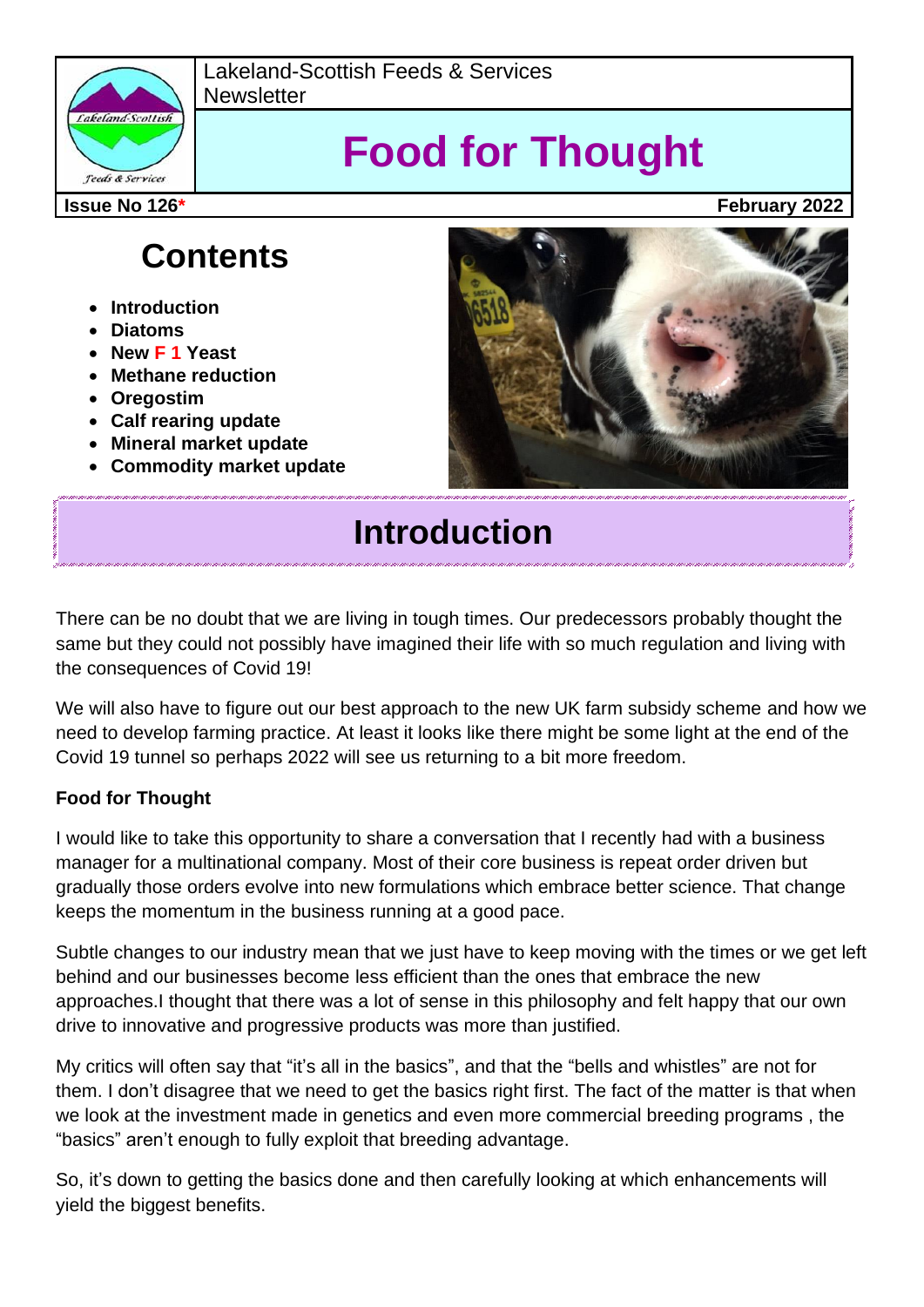Lakeland-Scottish Feeds & Services Newsletter

# Food for Thought

**Issue No 126*** **February 2022**

## Contents

- **Introduction**
- **Diatoms**
- **New F 1 Yeast**
- **Methane reduction**
- **Oregostim**
- **Calf rearing update**
- **Mineral market update**
- **Commodity market update**

## Introduction

There can be no doubt that we are living in tough times. Our predecessors probably thought the same but they could not possibly have imagined their life with so much regulation and living with the consequences of Covid 19!

We will also have to figure out our best approach to the new UK farm subsidy scheme and how we need to develop farming practice. At least it looks like there might be some light at the end of the Covid 19 tunnel so perhaps 2022 will see us returning to a bit more freedom.

**Food for Thought**

I would like to take this opportunity to share a conversation that I recently had with a business manager for a multinational company. Most of their core business is repeat order driven but gradually those orders evolve into new formulations which embrace better science. That change keeps the momentum in the business running at a good pace.

Subtle changes to our industry mean that we just have to keep moving with the times or we get left behind and our businesses become less efficient than the ones that embrace the new approaches.I thought that there was a lot of sense in this philosophy and felt happy that our own drive to innovative and progressive products was more than justified.

My critics will often say that "it's all in the basics", and that the "bells and whistles" are not for them. I don't disagree that we need to get the basics right first. The fact of the matter is that when we look at the investment made in genetics and even more commercial breeding programs , the "basics" aren't enough to fully exploit that breeding advantage.

So, it's down to getting the basics done and then carefully looking at which enhancements will yield the biggest benefits.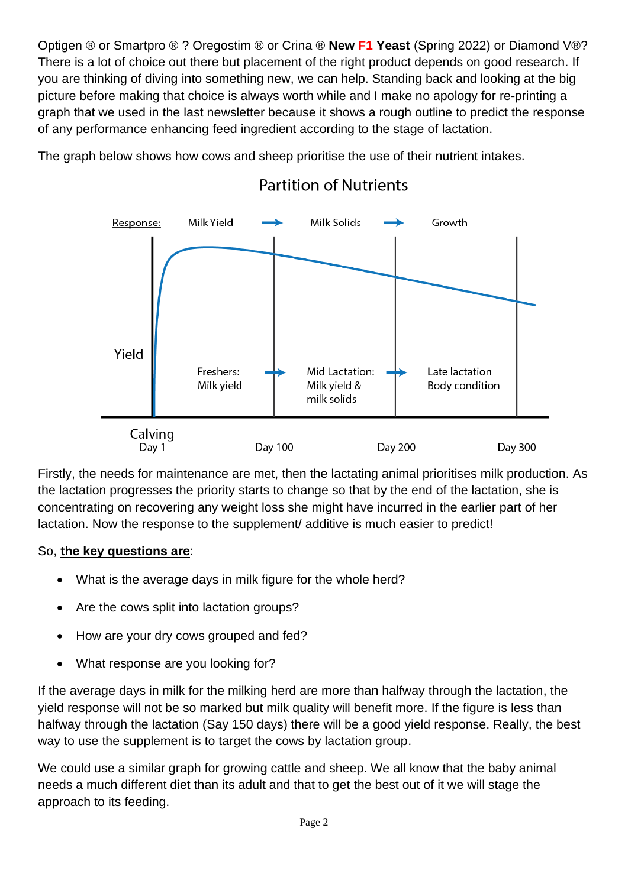Optigen ® or Smartpro ® ? Oregostim ® or Crina ® **New F1 Yeast** (Spring 2022) or Diamond V®? There is a lot of choice out there but placement of the right product depends on good research. If you are thinking of diving into something new, we can help. Standing back and looking at the big picture before making that choice is always worth while and I make no apology for re-printing a graph that we used in the last newsletter because it shows a rough outline to predict the response of any performance enhancing feed ingredient according to the stage of lactation.

The graph below shows how cows and sheep prioritise the use of their nutrient intakes.

Partition of Nutrients

Response: Milk Yield → Milk Solids → Growth

Yield

Freshers: Milk yield → Mid Lactation: Milk yield & milk solids → Late lactation Body condition

Calving Day 1 | Day 100 | Day 200 | Day 300

Firstly, the needs for maintenance are met, then the lactating animal prioritises milk production. As the lactation progresses the priority starts to change so that by the end of the lactation, she is concentrating on recovering any weight loss she might have incurred in the earlier part of her lactation. Now the response to the supplement/ additive is much easier to predict!

So, **the key questions are**:

- What is the average days in milk figure for the whole herd?
- Are the cows split into lactation groups?
- How are your dry cows grouped and fed?
- What response are you looking for?

If the average days in milk for the milking herd are more than halfway through the lactation, the yield response will not be so marked but milk quality will benefit more. If the figure is less than halfway through the lactation (Say 150 days) there will be a good yield response. Really, the best way to use the supplement is to target the cows by lactation group.

We could use a similar graph for growing cattle and sheep. We all know that the baby animal needs a much different diet than its adult and that to get the best out of it we will stage the approach to its feeding.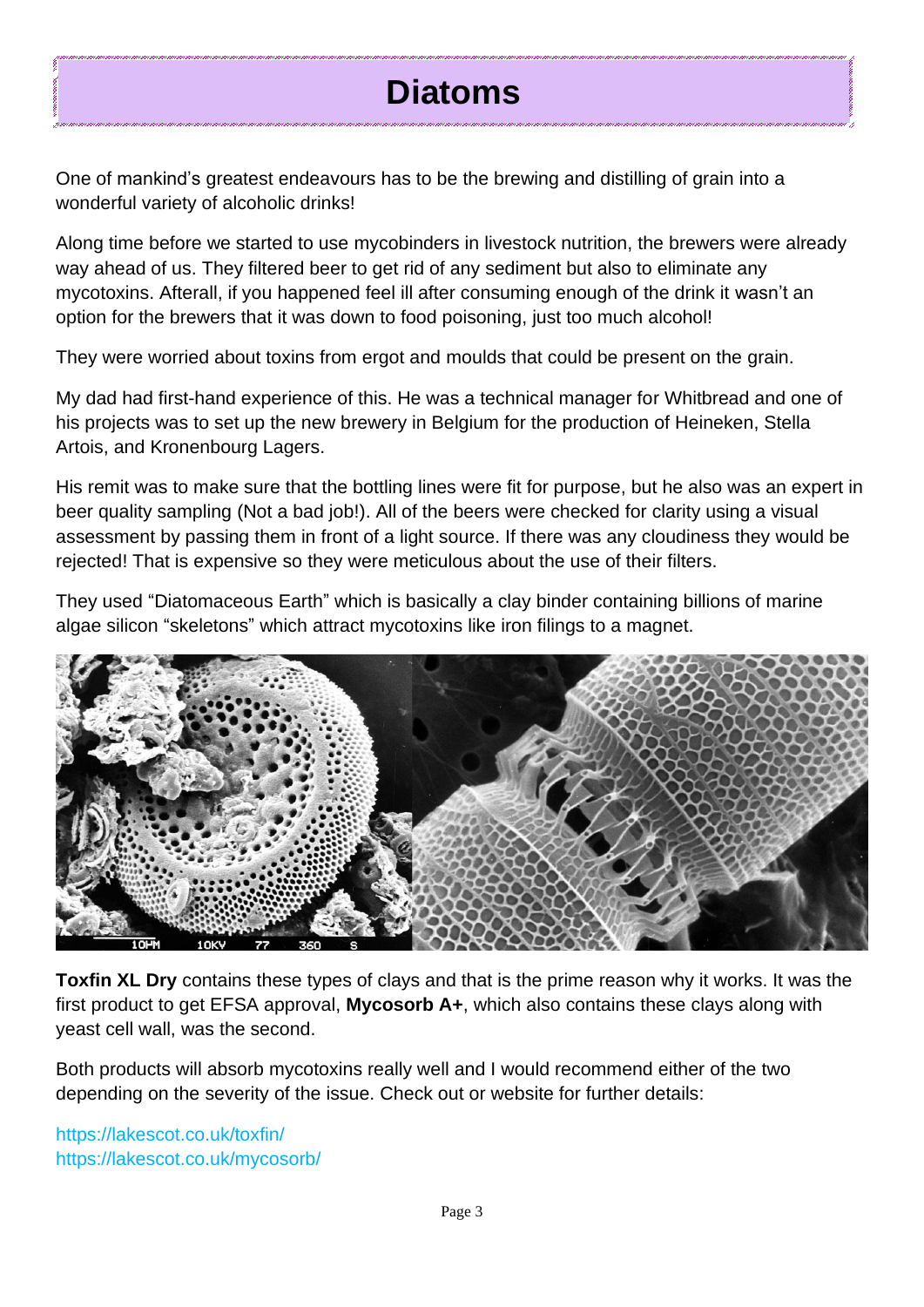# Diatoms

One of mankind's greatest endeavours has to be the brewing and distilling of grain into a wonderful variety of alcoholic drinks!

Along time before we started to use mycobinders in livestock nutrition, the brewers were already way ahead of us. They filtered beer to get rid of any sediment but also to eliminate any mycotoxins. Afterall, if you happened feel ill after consuming enough of the drink it wasn't an option for the brewers that it was down to food poisoning, just too much alcohol!

They were worried about toxins from ergot and moulds that could be present on the grain.

My dad had first-hand experience of this. He was a technical manager for Whitbread and one of his projects was to set up the new brewery in Belgium for the production of Heineken, Stella Artois, and Kronenbourg Lagers.

His remit was to make sure that the bottling lines were fit for purpose, but he also was an expert in beer quality sampling (Not a bad job!). All of the beers were checked for clarity using a visual assessment by passing them in front of a light source. If there was any cloudiness they would be rejected! That is expensive so they were meticulous about the use of their filters.

They used "Diatomaceous Earth" which is basically a clay binder containing billions of marine algae silicon "skeletons" which attract mycotoxins like iron filings to a magnet.

**Toxfin XL Dry** contains these types of clays and that is the prime reason why it works. It was the first product to get EFSA approval, **Mycosorb A+**, which also contains these clays along with yeast cell wall, was the second.

Both products will absorb mycotoxins really well and I would recommend either of the two depending on the severity of the issue. Check out or website for further details:

https://lakescot.co.uk/toxfin/
https://lakescot.co.uk/mycosorb/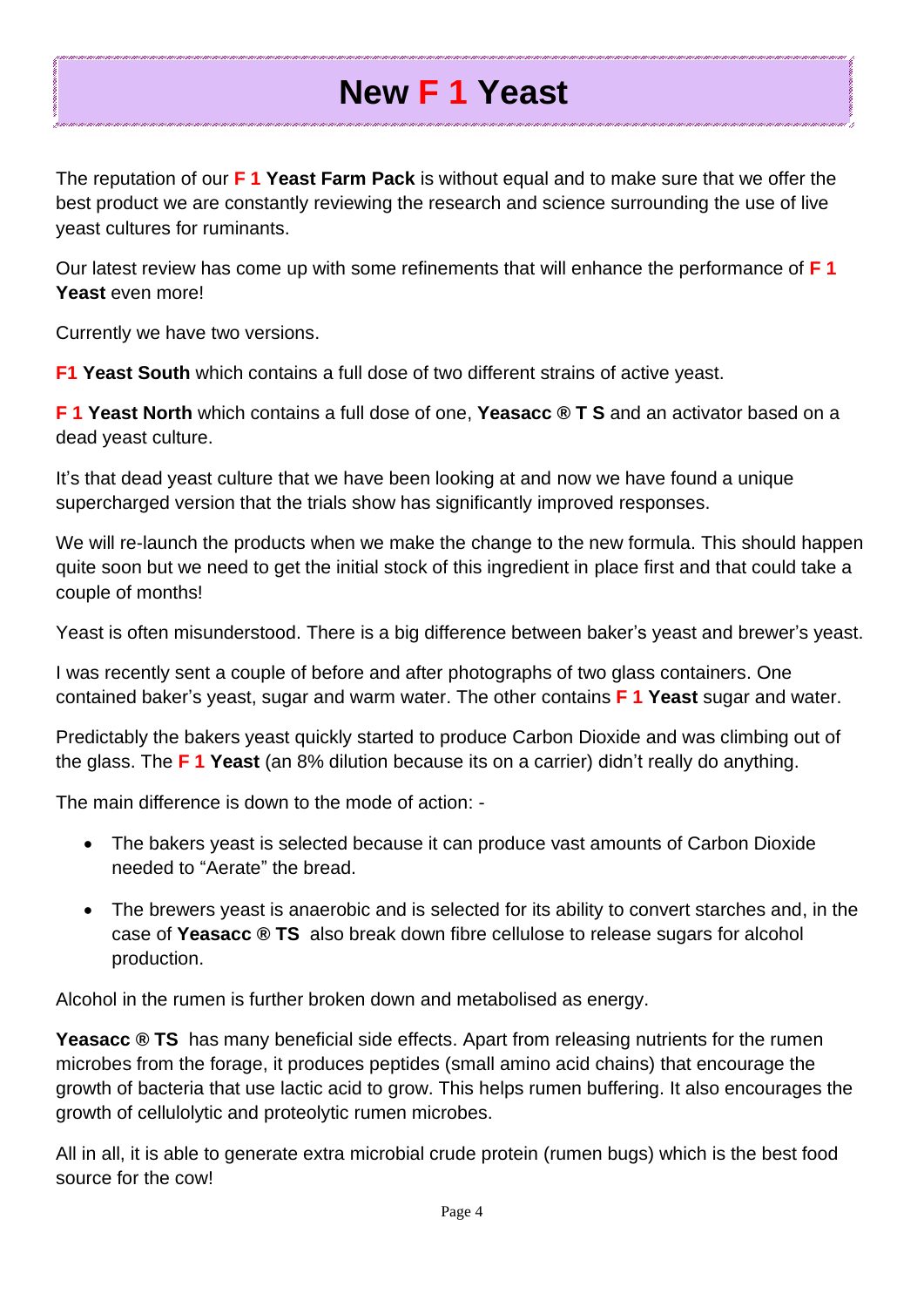# New F 1 Yeast

The reputation of our **F 1 Yeast Farm Pack** is without equal and to make sure that we offer the best product we are constantly reviewing the research and science surrounding the use of live yeast cultures for ruminants.

Our latest review has come up with some refinements that will enhance the performance of **F 1 Yeast** even more!

Currently we have two versions.

**F1 Yeast South** which contains a full dose of two different strains of active yeast.

**F 1 Yeast North** which contains a full dose of one, **Yeasacc ® T S** and an activator based on a dead yeast culture.

It's that dead yeast culture that we have been looking at and now we have found a unique supercharged version that the trials show has significantly improved responses.

We will re-launch the products when we make the change to the new formula. This should happen quite soon but we need to get the initial stock of this ingredient in place first and that could take a couple of months!

Yeast is often misunderstood. There is a big difference between baker's yeast and brewer's yeast.

I was recently sent a couple of before and after photographs of two glass containers. One contained baker's yeast, sugar and warm water. The other contains **F 1 Yeast** sugar and water.

Predictably the bakers yeast quickly started to produce Carbon Dioxide and was climbing out of the glass. The **F 1 Yeast** (an 8% dilution because its on a carrier) didn't really do anything.

The main difference is down to the mode of action: -

- The bakers yeast is selected because it can produce vast amounts of Carbon Dioxide needed to "Aerate" the bread.
- The brewers yeast is anaerobic and is selected for its ability to convert starches and, in the case of **Yeasacc ® TS** also break down fibre cellulose to release sugars for alcohol production.

Alcohol in the rumen is further broken down and metabolised as energy.

**Yeasacc ® TS** has many beneficial side effects. Apart from releasing nutrients for the rumen microbes from the forage, it produces peptides (small amino acid chains) that encourage the growth of bacteria that use lactic acid to grow. This helps rumen buffering. It also encourages the growth of cellulolytic and proteolytic rumen microbes.

All in all, it is able to generate extra microbial crude protein (rumen bugs) which is the best food source for the cow!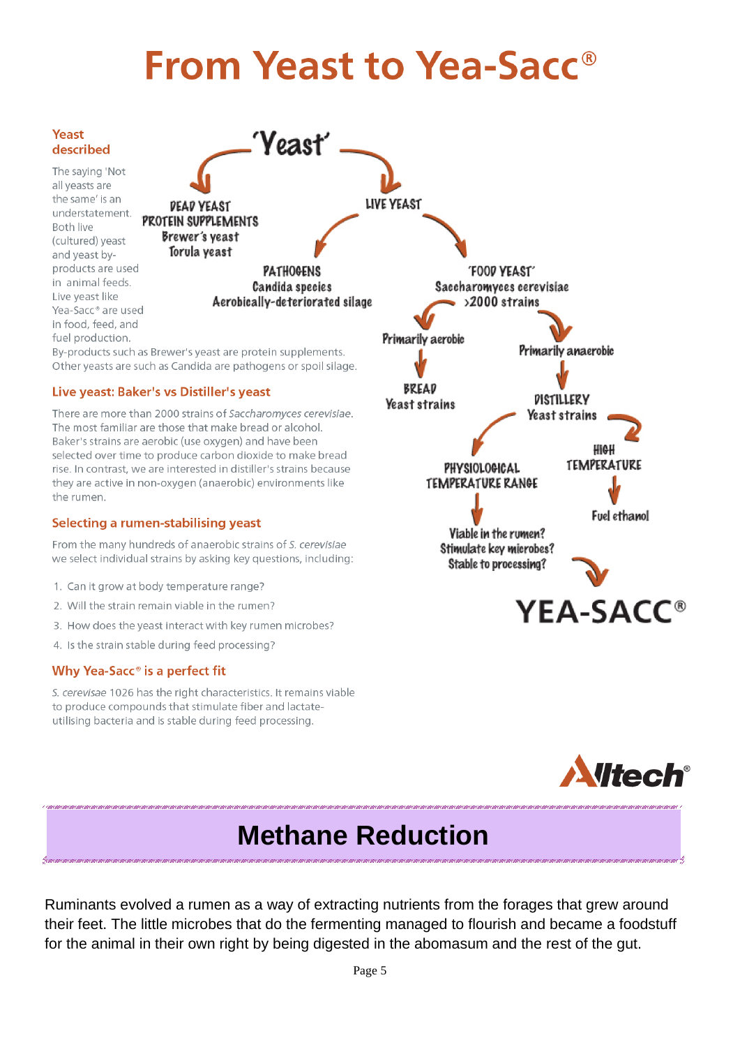# From Yeast to Yea-Sacc®

## Yeast described

The saying 'Not all yeasts are the same' is an understatement. Both live (cultured) yeast and yeast by-products are used in animal feeds. Live yeast like Yea-Sacc® are used in food, feed, and fuel production. By-products such as Brewer's yeast are protein supplements. Other yeasts are such as Candida are pathogens or spoil silage.

'Yeast'

- DEAD YEAST PROTEIN SUPPLEMENTS
  - Brewer's yeast
  - Torula yeast
- LIVE YEAST
  - PATHOGENS
    - Candida species
    - Aerobically-deteriorated silage
  - 'FOOD YEAST' Saccharomyces cerevisiae >2000 strains
    - Primarily aerobic
      - BREAD Yeast strains
    - Primarily anaerobic
      - DISTILLERY Yeast strains
        - HIGH TEMPERATURE
          - Fuel ethanol
        - PHYSIOLOGICAL TEMPERATURE RANGE
          - Viable in the rumen? Stimulate key microbes? Stable to processing?
            - YEA-SACC®

## Live yeast: Baker's vs Distiller's yeast

There are more than 2000 strains of *Saccharomyces cerevisiae*. The most familiar are those that make bread or alcohol. Baker's strains are aerobic (use oxygen) and have been selected over time to produce carbon dioxide to make bread rise. In contrast, we are interested in distiller's strains because they are active in non-oxygen (anaerobic) environments like the rumen.

## Selecting a rumen-stabilising yeast

From the many hundreds of anaerobic strains of *S. cerevisiae* we select individual strains by asking key questions, including:

1. Can it grow at body temperature range?
2. Will the strain remain viable in the rumen?
3. How does the yeast interact with key rumen microbes?
4. Is the strain stable during feed processing?

## Why Yea-Sacc® is a perfect fit

*S. cerevisae* 1026 has the right characteristics. It remains viable to produce compounds that stimulate fiber and lactate-utilising bacteria and is stable during feed processing.

Alltech®

# Methane Reduction

Ruminants evolved a rumen as a way of extracting nutrients from the forages that grew around their feet. The little microbes that do the fermenting managed to flourish and became a foodstuff for the animal in their own right by being digested in the abomasum and the rest of the gut.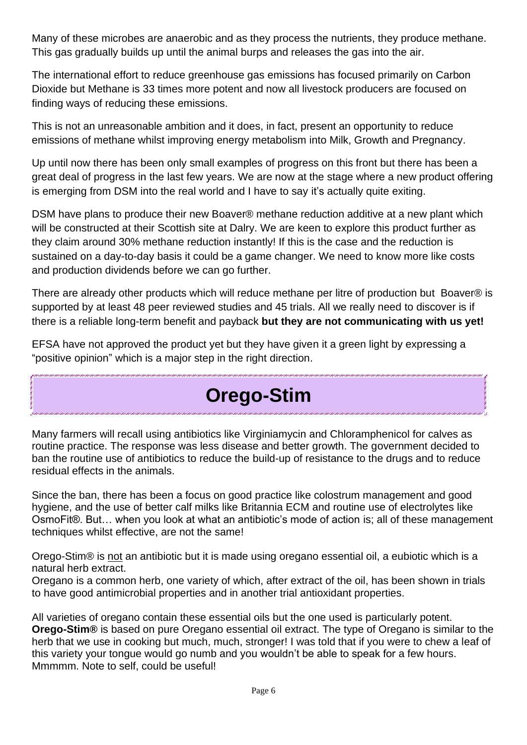Many of these microbes are anaerobic and as they process the nutrients, they produce methane. This gas gradually builds up until the animal burps and releases the gas into the air.

The international effort to reduce greenhouse gas emissions has focused primarily on Carbon Dioxide but Methane is 33 times more potent and now all livestock producers are focused on finding ways of reducing these emissions.

This is not an unreasonable ambition and it does, in fact, present an opportunity to reduce emissions of methane whilst improving energy metabolism into Milk, Growth and Pregnancy.

Up until now there has been only small examples of progress on this front but there has been a great deal of progress in the last few years. We are now at the stage where a new product offering is emerging from DSM into the real world and I have to say it's actually quite exiting.

DSM have plans to produce their new Boaver® methane reduction additive at a new plant which will be constructed at their Scottish site at Dalry. We are keen to explore this product further as they claim around 30% methane reduction instantly! If this is the case and the reduction is sustained on a day-to-day basis it could be a game changer. We need to know more like costs and production dividends before we can go further.

There are already other products which will reduce methane per litre of production but Boaver® is supported by at least 48 peer reviewed studies and 45 trials. All we really need to discover is if there is a reliable long-term benefit and payback **but they are not communicating with us yet!**

EFSA have not approved the product yet but they have given it a green light by expressing a "positive opinion" which is a major step in the right direction.

## Orego-Stim

Many farmers will recall using antibiotics like Virginiamycin and Chloramphenicol for calves as routine practice. The response was less disease and better growth. The government decided to ban the routine use of antibiotics to reduce the build-up of resistance to the drugs and to reduce residual effects in the animals.

Since the ban, there has been a focus on good practice like colostrum management and good hygiene, and the use of better calf milks like Britannia ECM and routine use of electrolytes like OsmoFit®. But… when you look at what an antibiotic's mode of action is; all of these management techniques whilst effective, are not the same!

Orego-Stim® is not an antibiotic but it is made using oregano essential oil, a eubiotic which is a natural herb extract.
Oregano is a common herb, one variety of which, after extract of the oil, has been shown in trials to have good antimicrobial properties and in another trial antioxidant properties.

All varieties of oregano contain these essential oils but the one used is particularly potent. **Orego-Stim®** is based on pure Oregano essential oil extract. The type of Oregano is similar to the herb that we use in cooking but much, much, stronger! I was told that if you were to chew a leaf of this variety your tongue would go numb and you wouldn't be able to speak for a few hours. Mmmmm. Note to self, could be useful!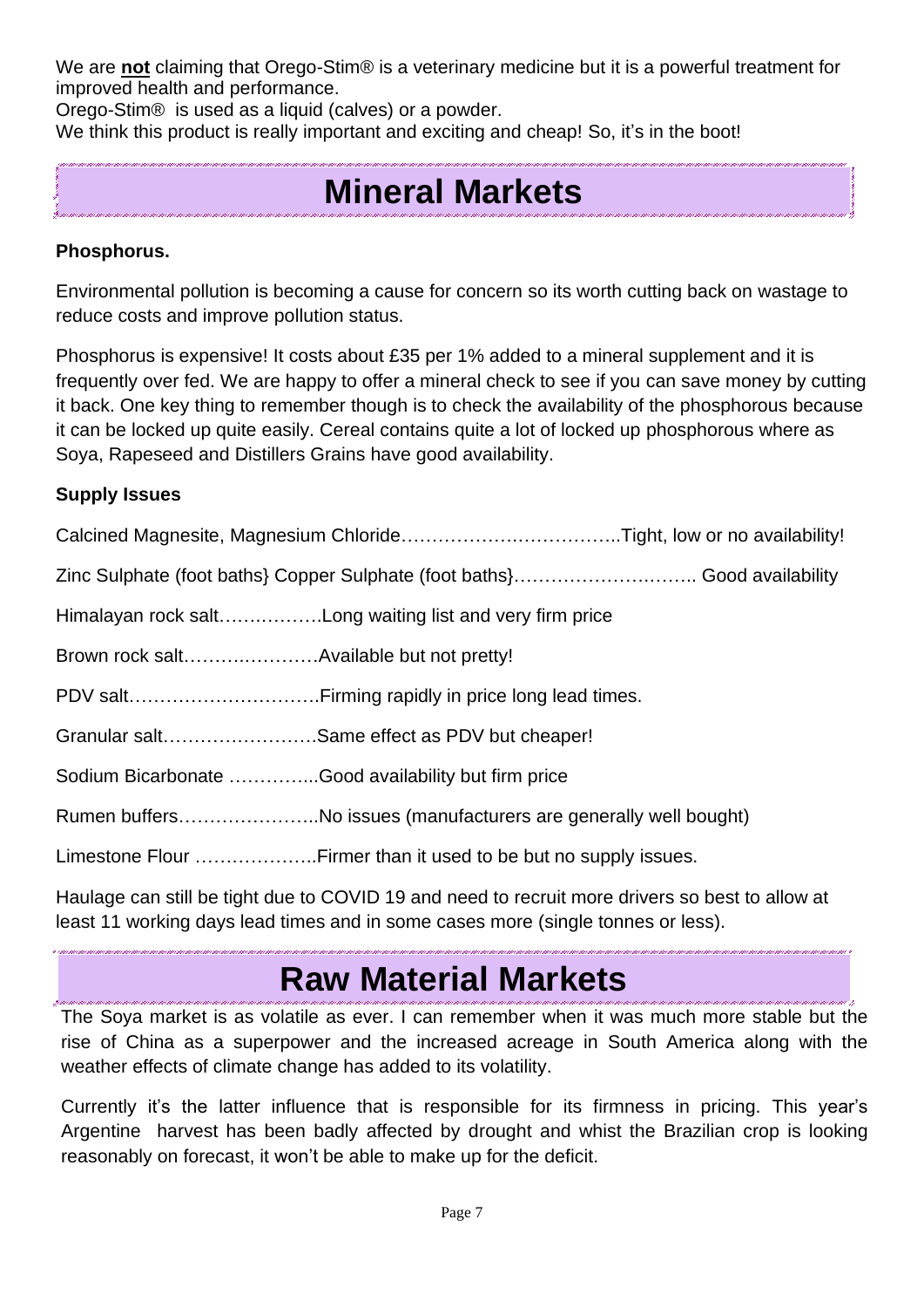We are **not** claiming that Orego-Stim® is a veterinary medicine but it is a powerful treatment for improved health and performance.

Orego-Stim® is used as a liquid (calves) or a powder.

We think this product is really important and exciting and cheap! So, it's in the boot!

# Mineral Markets

**Phosphorus.**

Environmental pollution is becoming a cause for concern so its worth cutting back on wastage to reduce costs and improve pollution status.

Phosphorus is expensive! It costs about £35 per 1% added to a mineral supplement and it is frequently over fed. We are happy to offer a mineral check to see if you can save money by cutting it back. One key thing to remember though is to check the availability of the phosphorous because it can be locked up quite easily. Cereal contains quite a lot of locked up phosphorous where as Soya, Rapeseed and Distillers Grains have good availability.

**Supply Issues**

Calcined Magnesite, Magnesium Chloride……………………………….Tight, low or no availability!

Zinc Sulphate (foot baths} Copper Sulphate (foot baths}……………………….. Good availability

Himalayan rock salt………………Long waiting list and very firm price

Brown rock salt……………………Available but not pretty!

PDV salt………………………….Firming rapidly in price long lead times.

Granular salt…………………….Same effect as PDV but cheaper!

Sodium Bicarbonate …………...Good availability but firm price

Rumen buffers…………………..No issues (manufacturers are generally well bought)

Limestone Flour ……………….Firmer than it used to be but no supply issues.

Haulage can still be tight due to COVID 19 and need to recruit more drivers so best to allow at least 11 working days lead times and in some cases more (single tonnes or less).

# Raw Material Markets

The Soya market is as volatile as ever. I can remember when it was much more stable but the rise of China as a superpower and the increased acreage in South America along with the weather effects of climate change has added to its volatility.

Currently it's the latter influence that is responsible for its firmness in pricing. This year's Argentine harvest has been badly affected by drought and whist the Brazilian crop is looking reasonably on forecast, it won't be able to make up for the deficit.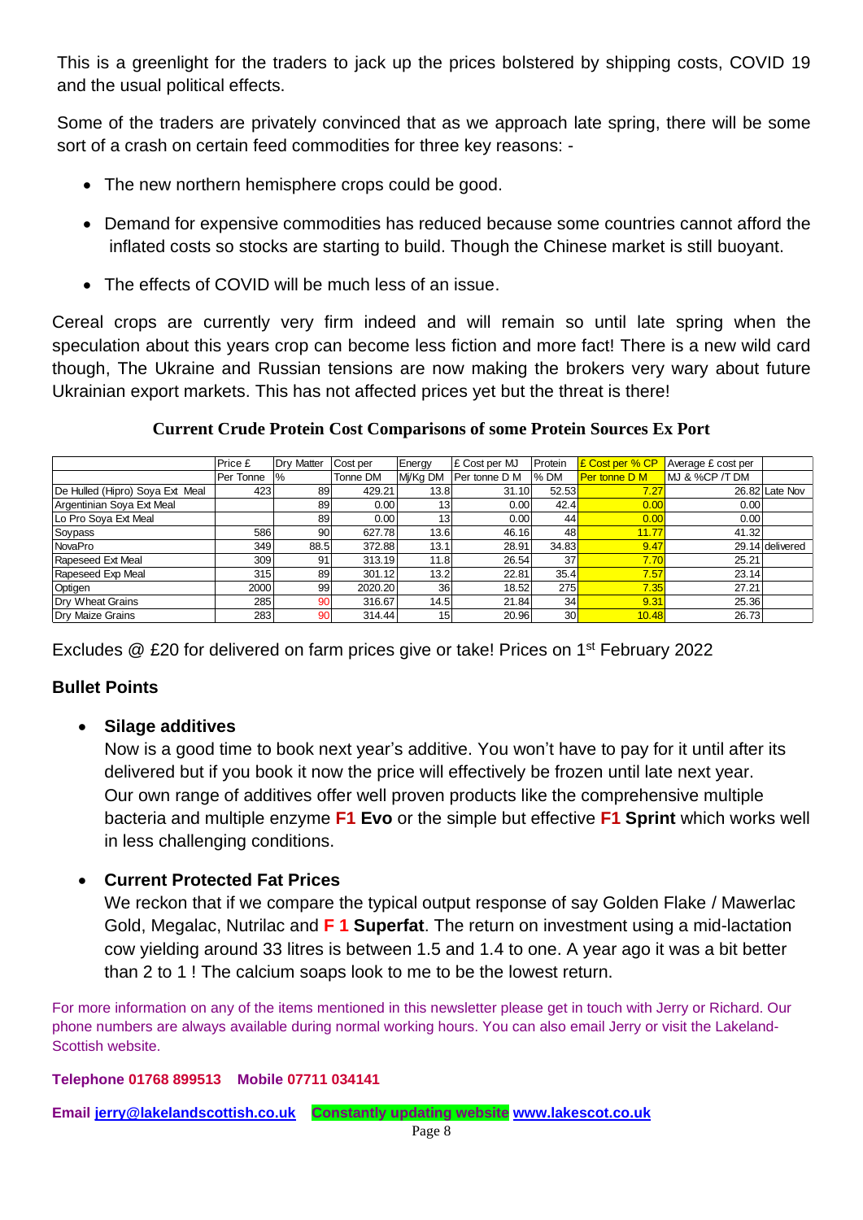This is a greenlight for the traders to jack up the prices bolstered by shipping costs, COVID 19 and the usual political effects.

Some of the traders are privately convinced that as we approach late spring, there will be some sort of a crash on certain feed commodities for three key reasons: -

- The new northern hemisphere crops could be good.
- Demand for expensive commodities has reduced because some countries cannot afford the inflated costs so stocks are starting to build. Though the Chinese market is still buoyant.
- The effects of COVID will be much less of an issue.

Cereal crops are currently very firm indeed and will remain so until late spring when the speculation about this years crop can become less fiction and more fact! There is a new wild card though, The Ukraine and Russian tensions are now making the brokers very wary about future Ukrainian export markets. This has not affected prices yet but the threat is there!

**Current Crude Protein Cost Comparisons of some Protein Sources Ex Port**

| | Price £ Per Tonne | Dry Matter % | Cost per Tonne DM | Energy Mj/Kg DM | £ Cost per MJ Per tonne D M | Protein % DM | £ Cost per % CP Per tonne D M | Average £ cost per MJ & %CP /T DM | |
|---|---|---|---|---|---|---|---|---|---|
| De Hulled (Hipro) Soya Ext Meal | 423 | 89 | 429.21 | 13.8 | 31.10 | 52.53 | 7.27 | 26.82 | Late Nov |
| Argentinian Soya Ext Meal | | 89 | 0.00 | 13 | 0.00 | 42.4 | 0.00 | 0.00 | |
| Lo Pro Soya Ext Meal | | 89 | 0.00 | 13 | 0.00 | 44 | 0.00 | 0.00 | |
| Soypass | 586 | 90 | 627.78 | 13.6 | 46.16 | 48 | 11.77 | 41.32 | |
| NovaPro | 349 | 88.5 | 372.88 | 13.1 | 28.91 | 34.83 | 9.47 | 29.14 | delivered |
| Rapeseed Ext Meal | 309 | 91 | 313.19 | 11.8 | 26.54 | 37 | 7.70 | 25.21 | |
| Rapeseed Exp Meal | 315 | 89 | 301.12 | 13.2 | 22.81 | 35.4 | 7.57 | 23.14 | |
| Optigen | 2000 | 99 | 2020.20 | 36 | 18.52 | 275 | 7.35 | 27.21 | |
| Dry Wheat Grains | 285 | 90 | 316.67 | 14.5 | 21.84 | 34 | 9.31 | 25.36 | |
| Dry Maize Grains | 283 | 90 | 314.44 | 15 | 20.96 | 30 | 10.48 | 26.73 | |

Excludes @ £20 for delivered on farm prices give or take! Prices on 1st February 2022

## Bullet Points

- **Silage additives**
  Now is a good time to book next year's additive. You won't have to pay for it until after its delivered but if you book it now the price will effectively be frozen until late next year. Our own range of additives offer well proven products like the comprehensive multiple bacteria and multiple enzyme **F1 Evo** or the simple but effective **F1 Sprint** which works well in less challenging conditions.

- **Current Protected Fat Prices**
  We reckon that if we compare the typical output response of say Golden Flake / Mawerlac Gold, Megalac, Nutrilac and **F 1 Superfat**. The return on investment using a mid-lactation cow yielding around 33 litres is between 1.5 and 1.4 to one. A year ago it was a bit better than 2 to 1 ! The calcium soaps look to me to be the lowest return.

For more information on any of the items mentioned in this newsletter please get in touch with Jerry or Richard. Our phone numbers are always available during normal working hours. You can also email Jerry or visit the Lakeland-Scottish website.

**Telephone 01768 899513 Mobile 07711 034141**

**Email jerry@lakelandscottish.co.uk Constantly updating website www.lakescot.co.uk**